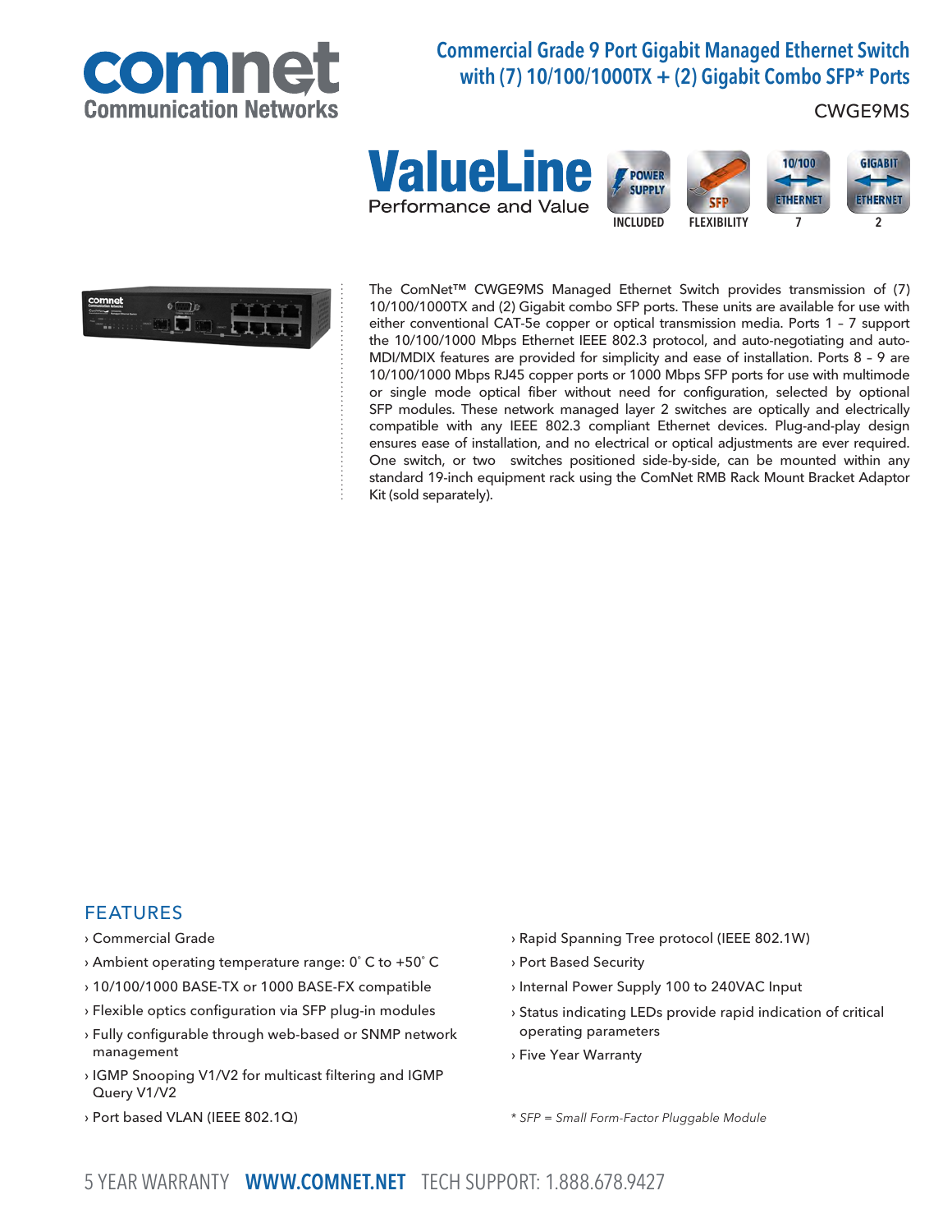comnet
Communication Networks

# Commercial Grade 9 Port Gigabit Managed Ethernet Switch with (7) 10/100/1000TX + (2) Gigabit Combo SFP* Ports

CWGE9MS

**ValueLine**
Performance and Value

POWER SUPPLY INCLUDED | SFP FLEXIBILITY | 10/100 ETHERNET 7 | GIGABIT ETHERNET 2

The ComNet™ CWGE9MS Managed Ethernet Switch provides transmission of (7) 10/100/1000TX and (2) Gigabit combo SFP ports. These units are available for use with either conventional CAT-5e copper or optical transmission media. Ports 1 – 7 support the 10/100/1000 Mbps Ethernet IEEE 802.3 protocol, and auto-negotiating and auto-MDI/MDIX features are provided for simplicity and ease of installation. Ports 8 – 9 are 10/100/1000 Mbps RJ45 copper ports or 1000 Mbps SFP ports for use with multimode or single mode optical fiber without need for configuration, selected by optional SFP modules. These network managed layer 2 switches are optically and electrically compatible with any IEEE 802.3 compliant Ethernet devices. Plug-and-play design ensures ease of installation, and no electrical or optical adjustments are ever required. One switch, or two switches positioned side-by-side, can be mounted within any standard 19-inch equipment rack using the ComNet RMB Rack Mount Bracket Adaptor Kit (sold separately).

## FEATURES

- Commercial Grade
- Ambient operating temperature range: 0˚ C to +50˚ C
- 10/100/1000 BASE-TX or 1000 BASE-FX compatible
- Flexible optics configuration via SFP plug-in modules
- Fully configurable through web-based or SNMP network management
- IGMP Snooping V1/V2 for multicast filtering and IGMP Query V1/V2
- Port based VLAN (IEEE 802.1Q)
- Rapid Spanning Tree protocol (IEEE 802.1W)
- Port Based Security
- Internal Power Supply 100 to 240VAC Input
- Status indicating LEDs provide rapid indication of critical operating parameters
- Five Year Warranty

*\* SFP = Small Form-Factor Pluggable Module*

5 YEAR WARRANTY **WWW.COMNET.NET** TECH SUPPORT: 1.888.678.9427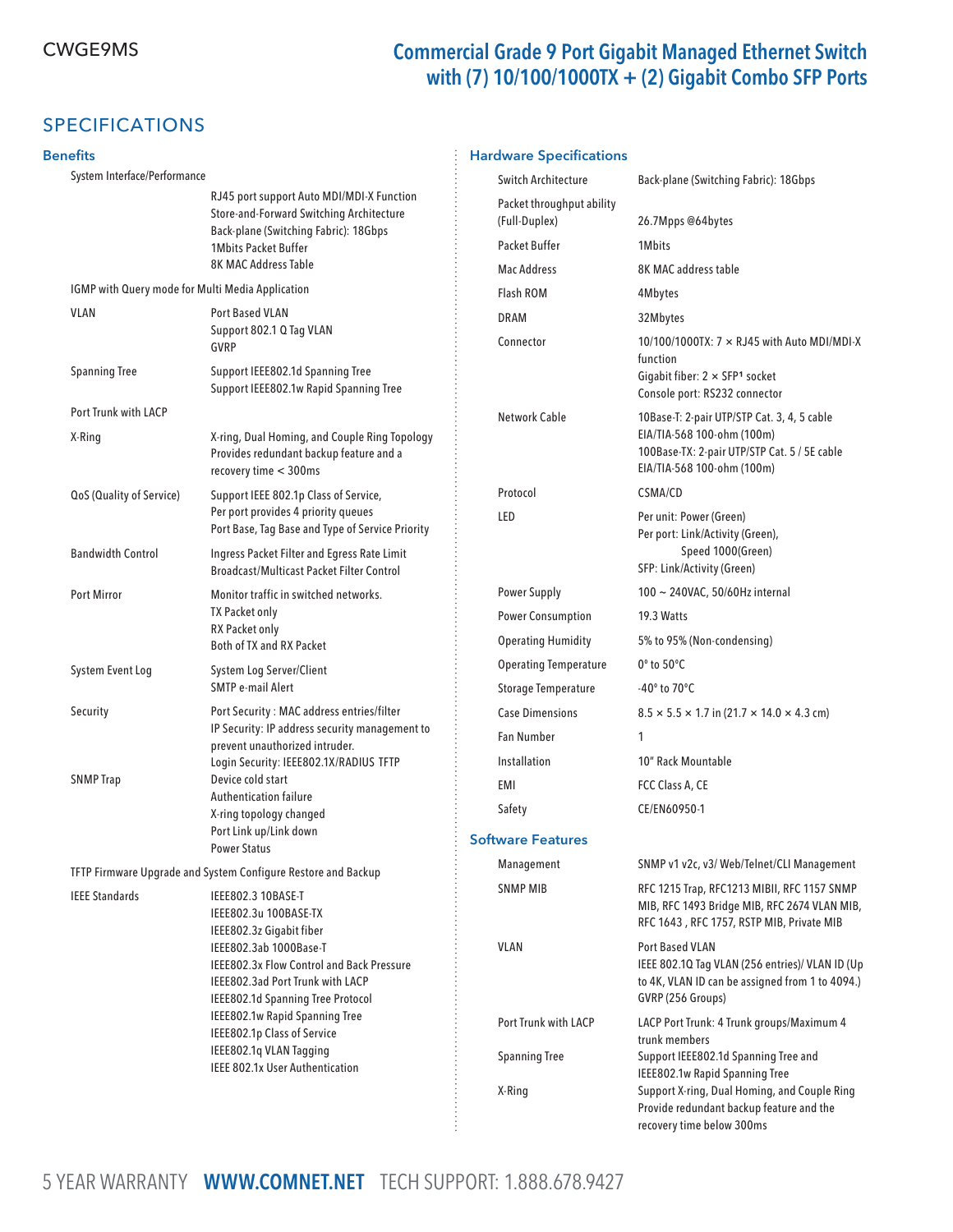CWGE9MS

# Commercial Grade 9 Port Gigabit Managed Ethernet Switch with (7) 10/100/1000TX + (2) Gigabit Combo SFP Ports

## SPECIFICATIONS

### Benefits

| | |
|---|---|
| System Interface/Performance | |
| | RJ45 port support Auto MDI/MDI-X Function<br>Store-and-Forward Switching Architecture<br>Back-plane (Switching Fabric): 18Gbps<br>1Mbits Packet Buffer<br>8K MAC Address Table |
| IGMP with Query mode for Multi Media Application | |
| VLAN | Port Based VLAN<br>Support 802.1 Q Tag VLAN<br>GVRP |
| Spanning Tree | Support IEEE802.1d Spanning Tree<br>Support IEEE802.1w Rapid Spanning Tree |
| Port Trunk with LACP | |
| X-Ring | X-ring, Dual Homing, and Couple Ring Topology<br>Provides redundant backup feature and a recovery time < 300ms |
| QoS (Quality of Service) | Support IEEE 802.1p Class of Service,<br>Per port provides 4 priority queues<br>Port Base, Tag Base and Type of Service Priority |
| Bandwidth Control | Ingress Packet Filter and Egress Rate Limit<br>Broadcast/Multicast Packet Filter Control |
| Port Mirror | Monitor traffic in switched networks.<br>TX Packet only<br>RX Packet only<br>Both of TX and RX Packet |
| System Event Log | System Log Server/Client<br>SMTP e-mail Alert |
| Security | Port Security : MAC address entries/filter<br>IP Security: IP address security management to prevent unauthorized intruder.<br>Login Security: IEEE802.1X/RADIUS TFTP |
| SNMP Trap | Device cold start<br>Authentication failure<br>X-ring topology changed<br>Port Link up/Link down<br>Power Status |
| TFTP Firmware Upgrade and System Configure Restore and Backup | |
| IEEE Standards | IEEE802.3 10BASE-T<br>IEEE802.3u 100BASE-TX<br>IEEE802.3z Gigabit fiber<br>IEEE802.3ab 1000Base-T<br>IEEE802.3x Flow Control and Back Pressure<br>IEEE802.3ad Port Trunk with LACP<br>IEEE802.1d Spanning Tree Protocol<br>IEEE802.1w Rapid Spanning Tree<br>IEEE802.1p Class of Service<br>IEEE802.1q VLAN Tagging<br>IEEE 802.1x User Authentication |

### Hardware Specifications

| | |
|---|---|
| Switch Architecture | Back-plane (Switching Fabric): 18Gbps |
| Packet throughput ability (Full-Duplex) | 26.7Mpps @64bytes |
| Packet Buffer | 1Mbits |
| Mac Address | 8K MAC address table |
| Flash ROM | 4Mbytes |
| DRAM | 32Mbytes |
| Connector | 10/100/1000TX: 7 × RJ45 with Auto MDI/MDI-X function<br>Gigabit fiber: 2 × SFP[1] socket<br>Console port: RS232 connector |
| Network Cable | 10Base-T: 2-pair UTP/STP Cat. 3, 4, 5 cable EIA/TIA-568 100-ohm (100m)<br>100Base-TX: 2-pair UTP/STP Cat. 5 / 5E cable EIA/TIA-568 100-ohm (100m) |
| Protocol | CSMA/CD |
| LED | Per unit: Power (Green)<br>Per port: Link/Activity (Green),<br>Speed 1000(Green)<br>SFP: Link/Activity (Green) |
| Power Supply | 100 ~ 240VAC, 50/60Hz internal |
| Power Consumption | 19.3 Watts |
| Operating Humidity | 5% to 95% (Non-condensing) |
| Operating Temperature | 0° to 50°C |
| Storage Temperature | -40° to 70°C |
| Case Dimensions | 8.5 × 5.5 × 1.7 in (21.7 × 14.0 × 4.3 cm) |
| Fan Number | 1 |
| Installation | 10" Rack Mountable |
| EMI | FCC Class A, CE |
| Safety | CE/EN60950-1 |

### Software Features

| | |
|---|---|
| Management | SNMP v1 v2c, v3/ Web/Telnet/CLI Management |
| SNMP MIB | RFC 1215 Trap, RFC1213 MIBII, RFC 1157 SNMP MIB, RFC 1493 Bridge MIB, RFC 2674 VLAN MIB, RFC 1643 , RFC 1757, RSTP MIB, Private MIB |
| VLAN | Port Based VLAN<br>IEEE 802.1Q Tag VLAN (256 entries)/ VLAN ID (Up to 4K, VLAN ID can be assigned from 1 to 4094.)<br>GVRP (256 Groups) |
| Port Trunk with LACP | LACP Port Trunk: 4 Trunk groups/Maximum 4 trunk members |
| Spanning Tree | Support IEEE802.1d Spanning Tree and IEEE802.1w Rapid Spanning Tree |
| X-Ring | Support X-ring, Dual Homing, and Couple Ring<br>Provide redundant backup feature and the recovery time below 300ms |

5 YEAR WARRANTY **WWW.COMNET.NET** TECH SUPPORT: 1.888.678.9427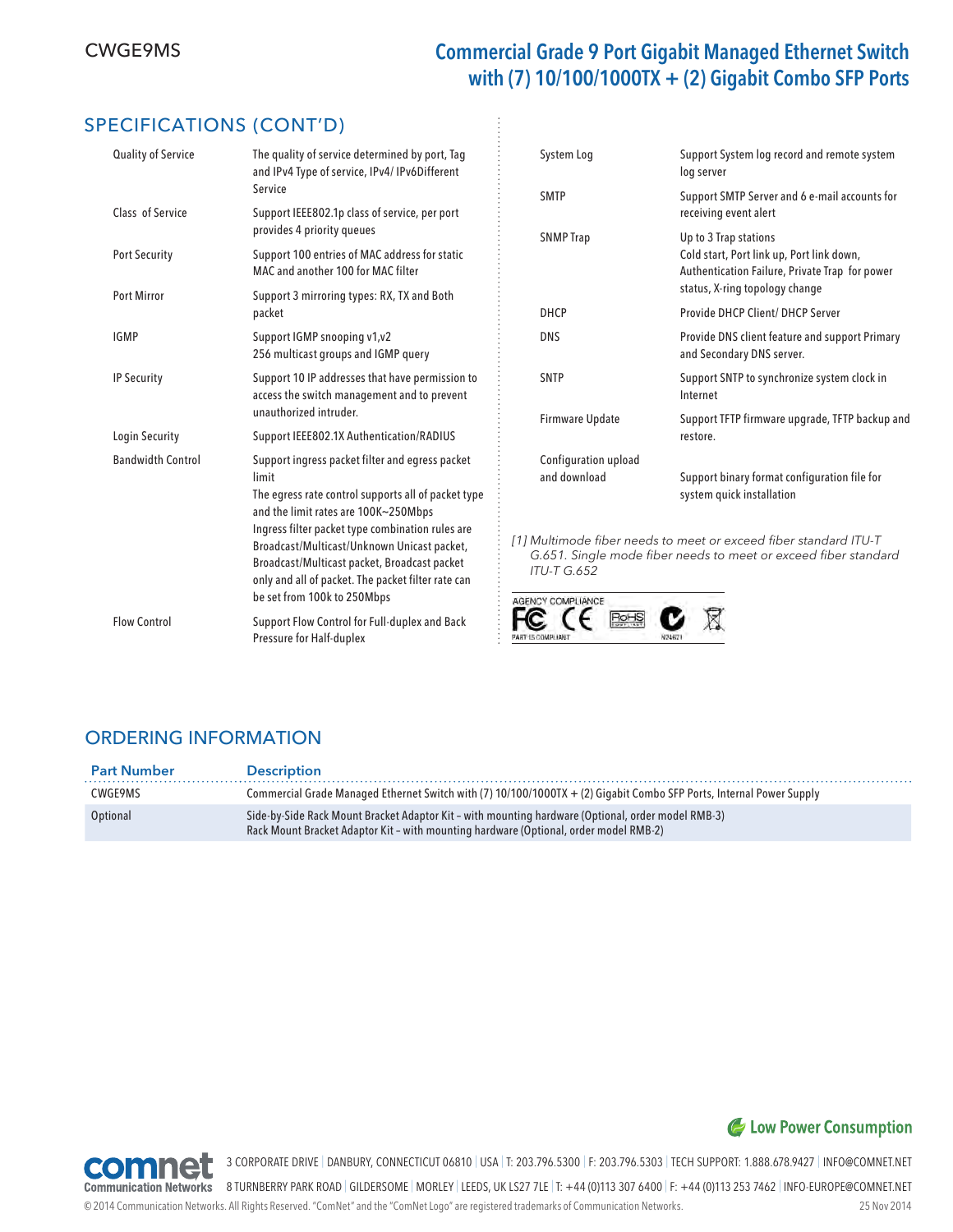## SPECIFICATIONS (CONT'D)

| | |
|---|---|
| Quality of Service | The quality of service determined by port, Tag and IPv4 Type of service, IPv4/ IPv6Different Service |
| Class of Service | Support IEEE802.1p class of service, per port provides 4 priority queues |
| Port Security | Support 100 entries of MAC address for static MAC and another 100 for MAC filter |
| Port Mirror | Support 3 mirroring types: RX, TX and Both packet |
| IGMP | Support IGMP snooping v1,v2<br>256 multicast groups and IGMP query |
| IP Security | Support 10 IP addresses that have permission to access the switch management and to prevent unauthorized intruder. |
| Login Security | Support IEEE802.1X Authentication/RADIUS |
| Bandwidth Control | Support ingress packet filter and egress packet limit<br>The egress rate control supports all of packet type and the limit rates are 100K~250Mbps<br>Ingress filter packet type combination rules are Broadcast/Multicast/Unknown Unicast packet, Broadcast/Multicast packet, Broadcast packet only and all of packet. The packet filter rate can be set from 100k to 250Mbps |
| Flow Control | Support Flow Control for Full-duplex and Back Pressure for Half-duplex |
| System Log | Support System log record and remote system log server |
| SMTP | Support SMTP Server and 6 e-mail accounts for receiving event alert |
| SNMP Trap | Up to 3 Trap stations<br>Cold start, Port link up, Port link down, Authentication Failure, Private Trap for power status, X-ring topology change |
| DHCP | Provide DHCP Client/ DHCP Server |
| DNS | Provide DNS client feature and support Primary and Secondary DNS server. |
| SNTP | Support SNTP to synchronize system clock in Internet |
| Firmware Update | Support TFTP firmware upgrade, TFTP backup and restore. |
| Configuration upload and download | Support binary format configuration file for system quick installation |

*[1] Multimode fiber needs to meet or exceed fiber standard ITU-T G.651. Single mode fiber needs to meet or exceed fiber standard ITU-T G.652*

AGENCY COMPLIANCE

PART 15 COMPLIANT

N24621

## ORDERING INFORMATION

| Part Number | Description |
|---|---|
| CWGE9MS | Commercial Grade Managed Ethernet Switch with (7) 10/100/1000TX + (2) Gigabit Combo SFP Ports, Internal Power Supply |
| Optional | Side-by-Side Rack Mount Bracket Adaptor Kit – with mounting hardware (Optional, order model RMB-3)<br>Rack Mount Bracket Adaptor Kit – with mounting hardware (Optional, order model RMB-2) |

Low Power Consumption

3 CORPORATE DRIVE | DANBURY, CONNECTICUT 06810 | USA | T: 203.796.5300 | F: 203.796.5303 | TECH SUPPORT: 1.888.678.9427 | INFO@COMNET.NET

8 TURNBERRY PARK ROAD | GILDERSOME | MORLEY | LEEDS, UK LS27 7LE | T: +44 (0)113 307 6400 | F: +44 (0)113 253 7462 | INFO-EUROPE@COMNET.NET

© 2014 Communication Networks. All Rights Reserved. "ComNet" and the "ComNet Logo" are registered trademarks of Communication Networks. 25 Nov 2014